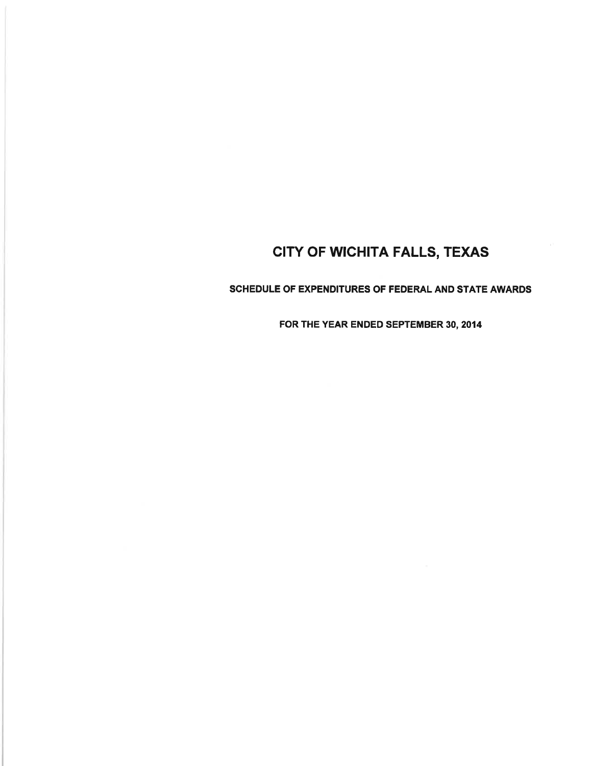# CITY OF WICHITA FALLS, TEXAS

## SCHEDULE OF EXPENDITURES OF FEDERAL AND STATE AWARDS

### FOR THE YEAR ENDED SEPTEMBER 30, 2014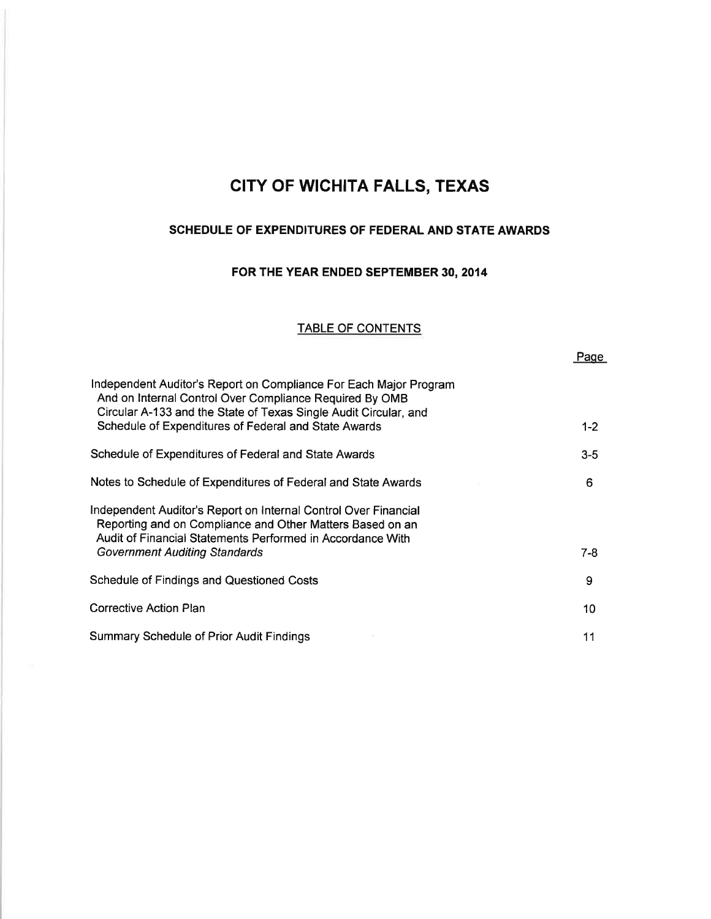# CITY OF WICHITA FALLS, TEXAS

## SCHEDULE OF EXPENDITURES OF FEDERAL AND STATE AWARDS

### FOR THE YEAR ENDED SEPTEMBER 30, 2014

#### TABLE OF CONTENTS

| | Page |
|---|---|
| Independent Auditor's Report on Compliance For Each Major Program And on Internal Control Over Compliance Required By OMB Circular A-133 and the State of Texas Single Audit Circular, and Schedule of Expenditures of Federal and State Awards | 1-2 |
| Schedule of Expenditures of Federal and State Awards | 3-5 |
| Notes to Schedule of Expenditures of Federal and State Awards | 6 |
| Independent Auditor's Report on Internal Control Over Financial Reporting and on Compliance and Other Matters Based on an Audit of Financial Statements Performed in Accordance With *Government Auditing Standards* | 7-8 |
| Schedule of Findings and Questioned Costs | 9 |
| Corrective Action Plan | 10 |
| Summary Schedule of Prior Audit Findings | 11 |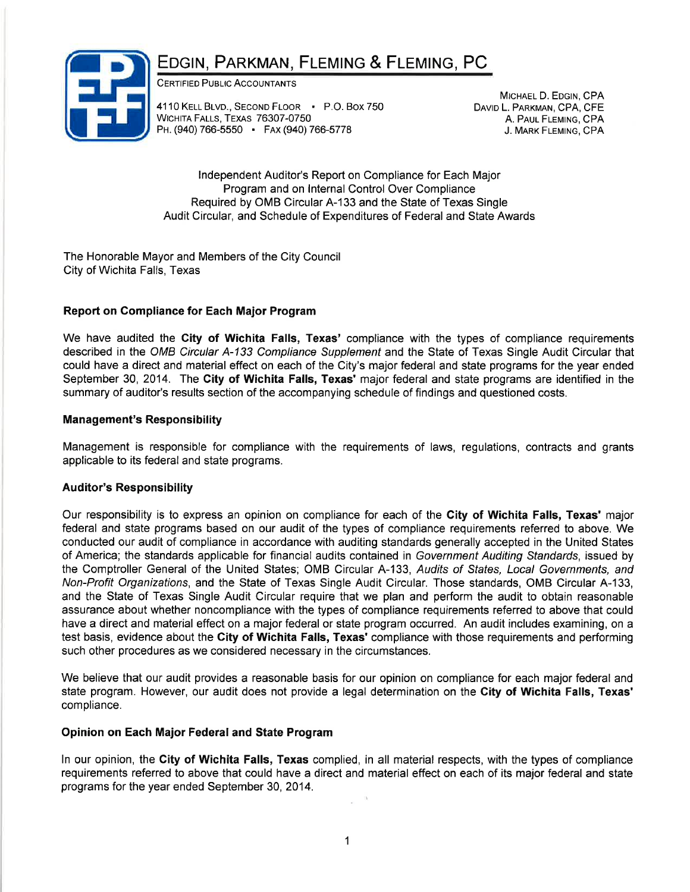# EDGIN, PARKMAN, FLEMING & FLEMING, PC

CERTIFIED PUBLIC ACCOUNTANTS

4110 KELL BLVD., SECOND FLOOR • P.O. BOX 750
WICHITA FALLS, TEXAS 76307-0750
PH. (940) 766-5550 • FAX (940) 766-5778

MICHAEL D. EDGIN, CPA
DAVID L. PARKMAN, CPA, CFE
A. PAUL FLEMING, CPA
J. MARK FLEMING, CPA

Independent Auditor's Report on Compliance for Each Major Program and on Internal Control Over Compliance Required by OMB Circular A-133 and the State of Texas Single Audit Circular, and Schedule of Expenditures of Federal and State Awards

The Honorable Mayor and Members of the City Council
City of Wichita Falls, Texas

### Report on Compliance for Each Major Program

We have audited the **City of Wichita Falls, Texas'** compliance with the types of compliance requirements described in the *OMB Circular A-133 Compliance Supplement* and the State of Texas Single Audit Circular that could have a direct and material effect on each of the City's major federal and state programs for the year ended September 30, 2014. The **City of Wichita Falls, Texas'** major federal and state programs are identified in the summary of auditor's results section of the accompanying schedule of findings and questioned costs.

### Management's Responsibility

Management is responsible for compliance with the requirements of laws, regulations, contracts and grants applicable to its federal and state programs.

### Auditor's Responsibility

Our responsibility is to express an opinion on compliance for each of the **City of Wichita Falls, Texas'** major federal and state programs based on our audit of the types of compliance requirements referred to above. We conducted our audit of compliance in accordance with auditing standards generally accepted in the United States of America; the standards applicable for financial audits contained in *Government Auditing Standards*, issued by the Comptroller General of the United States; OMB Circular A-133, *Audits of States, Local Governments, and Non-Profit Organizations*, and the State of Texas Single Audit Circular. Those standards, OMB Circular A-133, and the State of Texas Single Audit Circular require that we plan and perform the audit to obtain reasonable assurance about whether noncompliance with the types of compliance requirements referred to above that could have a direct and material effect on a major federal or state program occurred. An audit includes examining, on a test basis, evidence about the **City of Wichita Falls, Texas'** compliance with those requirements and performing such other procedures as we considered necessary in the circumstances.

We believe that our audit provides a reasonable basis for our opinion on compliance for each major federal and state program. However, our audit does not provide a legal determination on the **City of Wichita Falls, Texas'** compliance.

### Opinion on Each Major Federal and State Program

In our opinion, the **City of Wichita Falls, Texas** complied, in all material respects, with the types of compliance requirements referred to above that could have a direct and material effect on each of its major federal and state programs for the year ended September 30, 2014.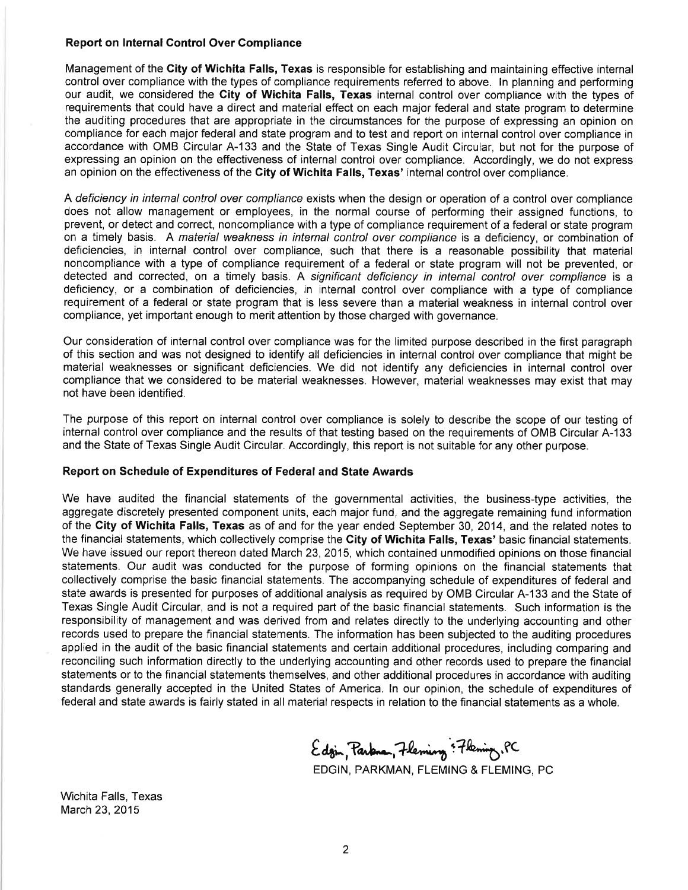### Report on Internal Control Over Compliance

Management of the **City of Wichita Falls, Texas** is responsible for establishing and maintaining effective internal control over compliance with the types of compliance requirements referred to above. In planning and performing our audit, we considered the **City of Wichita Falls, Texas** internal control over compliance with the types of requirements that could have a direct and material effect on each major federal and state program to determine the auditing procedures that are appropriate in the circumstances for the purpose of expressing an opinion on compliance for each major federal and state program and to test and report on internal control over compliance in accordance with OMB Circular A-133 and the State of Texas Single Audit Circular, but not for the purpose of expressing an opinion on the effectiveness of internal control over compliance. Accordingly, we do not express an opinion on the effectiveness of the **City of Wichita Falls, Texas'** internal control over compliance.

A *deficiency in internal control over compliance* exists when the design or operation of a control over compliance does not allow management or employees, in the normal course of performing their assigned functions, to prevent, or detect and correct, noncompliance with a type of compliance requirement of a federal or state program on a timely basis. A *material weakness in internal control over compliance* is a deficiency, or combination of deficiencies, in internal control over compliance, such that there is a reasonable possibility that material noncompliance with a type of compliance requirement of a federal or state program will not be prevented, or detected and corrected, on a timely basis. A *significant deficiency in internal control over compliance* is a deficiency, or a combination of deficiencies, in internal control over compliance with a type of compliance requirement of a federal or state program that is less severe than a material weakness in internal control over compliance, yet important enough to merit attention by those charged with governance.

Our consideration of internal control over compliance was for the limited purpose described in the first paragraph of this section and was not designed to identify all deficiencies in internal control over compliance that might be material weaknesses or significant deficiencies. We did not identify any deficiencies in internal control over compliance that we considered to be material weaknesses. However, material weaknesses may exist that may not have been identified.

The purpose of this report on internal control over compliance is solely to describe the scope of our testing of internal control over compliance and the results of that testing based on the requirements of OMB Circular A-133 and the State of Texas Single Audit Circular. Accordingly, this report is not suitable for any other purpose.

### Report on Schedule of Expenditures of Federal and State Awards

We have audited the financial statements of the governmental activities, the business-type activities, the aggregate discretely presented component units, each major fund, and the aggregate remaining fund information of the **City of Wichita Falls, Texas** as of and for the year ended September 30, 2014, and the related notes to the financial statements, which collectively comprise the **City of Wichita Falls, Texas'** basic financial statements. We have issued our report thereon dated March 23, 2015, which contained unmodified opinions on those financial statements. Our audit was conducted for the purpose of forming opinions on the financial statements that collectively comprise the basic financial statements. The accompanying schedule of expenditures of federal and state awards is presented for purposes of additional analysis as required by OMB Circular A-133 and the State of Texas Single Audit Circular, and is not a required part of the basic financial statements. Such information is the responsibility of management and was derived from and relates directly to the underlying accounting and other records used to prepare the financial statements. The information has been subjected to the auditing procedures applied in the audit of the basic financial statements and certain additional procedures, including comparing and reconciling such information directly to the underlying accounting and other records used to prepare the financial statements or to the financial statements themselves, and other additional procedures in accordance with auditing standards generally accepted in the United States of America. In our opinion, the schedule of expenditures of federal and state awards is fairly stated in all material respects in relation to the financial statements as a whole.

Edgin, Parkman, Fleming & Fleming, PC

EDGIN, PARKMAN, FLEMING & FLEMING, PC

Wichita Falls, Texas
March 23, 2015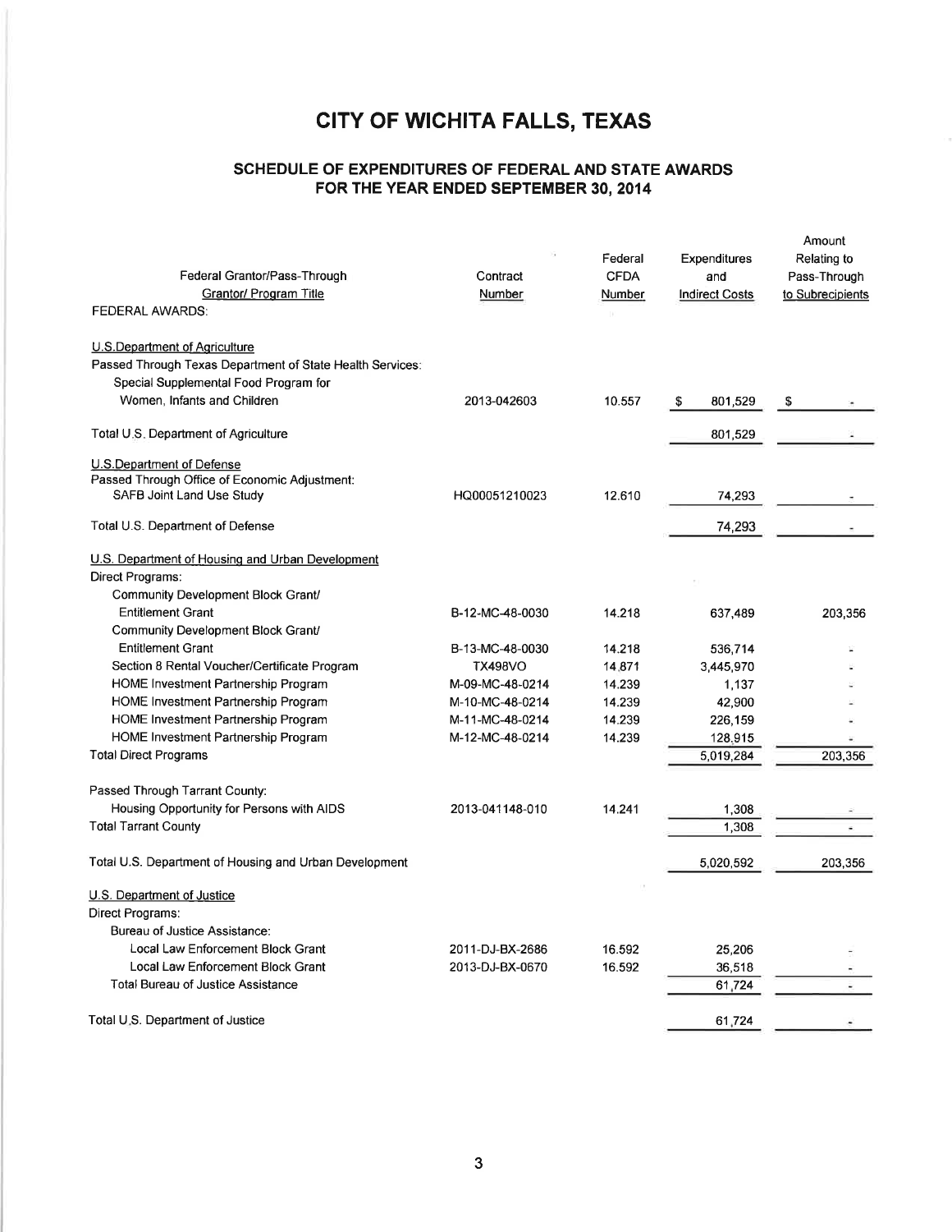# CITY OF WICHITA FALLS, TEXAS

## SCHEDULE OF EXPENDITURES OF FEDERAL AND STATE AWARDS FOR THE YEAR ENDED SEPTEMBER 30, 2014

| Federal Grantor/Pass-Through Grantor/ Program Title | Contract Number | Federal CFDA Number | Expenditures and Indirect Costs | Amount Relating to Pass-Through to Subrecipients |
|---|---|---|---|---|
| FEDERAL AWARDS: | | | | |
| U.S.Department of Agriculture | | | | |
| Passed Through Texas Department of State Health Services: | | | | |
| Special Supplemental Food Program for Women, Infants and Children | 2013-042603 | 10.557 | $ 801,529 | $ - |
| Total U.S. Department of Agriculture | | | 801,529 | - |
| U.S.Department of Defense | | | | |
| Passed Through Office of Economic Adjustment: | | | | |
| SAFB Joint Land Use Study | HQ00051210023 | 12.610 | 74,293 | - |
| Total U.S. Department of Defense | | | 74,293 | - |
| U.S. Department of Housing and Urban Development | | | | |
| Direct Programs: | | | | |
| Community Development Block Grant/ Entitlement Grant | B-12-MC-48-0030 | 14.218 | 637,489 | 203,356 |
| Community Development Block Grant/ Entitlement Grant | B-13-MC-48-0030 | 14.218 | 536,714 | - |
| Section 8 Rental Voucher/Certificate Program | TX498VO | 14.871 | 3,445,970 | - |
| HOME Investment Partnership Program | M-09-MC-48-0214 | 14.239 | 1,137 | - |
| HOME Investment Partnership Program | M-10-MC-48-0214 | 14.239 | 42,900 | - |
| HOME Investment Partnership Program | M-11-MC-48-0214 | 14.239 | 226,159 | - |
| HOME Investment Partnership Program | M-12-MC-48-0214 | 14.239 | 128,915 | - |
| Total Direct Programs | | | 5,019,284 | 203,356 |
| Passed Through Tarrant County: | | | | |
| Housing Opportunity for Persons with AIDS | 2013-041148-010 | 14.241 | 1,308 | - |
| Total Tarrant County | | | 1,308 | - |
| Total U.S. Department of Housing and Urban Development | | | 5,020,592 | 203,356 |
| U.S. Department of Justice | | | | |
| Direct Programs: | | | | |
| Bureau of Justice Assistance: | | | | |
| Local Law Enforcement Block Grant | 2011-DJ-BX-2686 | 16.592 | 25,206 | - |
| Local Law Enforcement Block Grant | 2013-DJ-BX-0670 | 16.592 | 36,518 | - |
| Total Bureau of Justice Assistance | | | 61,724 | - |
| Total U.S. Department of Justice | | | 61,724 | - |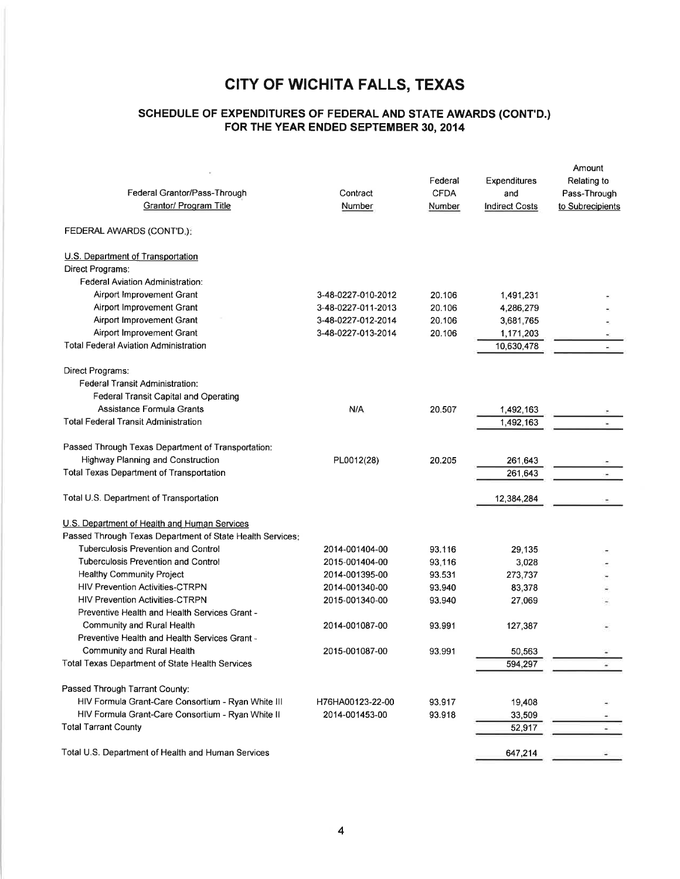# CITY OF WICHITA FALLS, TEXAS

## SCHEDULE OF EXPENDITURES OF FEDERAL AND STATE AWARDS (CONT'D.) FOR THE YEAR ENDED SEPTEMBER 30, 2014

| Federal Grantor/Pass-Through Grantor/ Program Title | Contract Number | Federal CFDA Number | Expenditures and Indirect Costs | Amount Relating to Pass-Through to Subrecipients |
|---|---|---|---|---|
| FEDERAL AWARDS (CONT'D.): | | | | |
| U.S. Department of Transportation | | | | |
| Direct Programs: | | | | |
| Federal Aviation Administration: | | | | |
| Airport Improvement Grant | 3-48-0227-010-2012 | 20.106 | 1,491,231 | - |
| Airport Improvement Grant | 3-48-0227-011-2013 | 20.106 | 4,286,279 | - |
| Airport Improvement Grant | 3-48-0227-012-2014 | 20.106 | 3,681,765 | - |
| Airport Improvement Grant | 3-48-0227-013-2014 | 20.106 | 1,171,203 | - |
| Total Federal Aviation Administration | | | 10,630,478 | - |
| Direct Programs: | | | | |
| Federal Transit Administration: | | | | |
| Federal Transit Capital and Operating Assistance Formula Grants | N/A | 20.507 | 1,492,163 | - |
| Total Federal Transit Administration | | | 1,492,163 | - |
| Passed Through Texas Department of Transportation: | | | | |
| Highway Planning and Construction | PL0012(28) | 20.205 | 261,643 | - |
| Total Texas Department of Transportation | | | 261,643 | - |
| Total U.S. Department of Transportation | | | 12,384,284 | - |
| U.S. Department of Health and Human Services | | | | |
| Passed Through Texas Department of State Health Services: | | | | |
| Tuberculosis Prevention and Control | 2014-001404-00 | 93.116 | 29,135 | - |
| Tuberculosis Prevention and Control | 2015-001404-00 | 93.116 | 3,028 | - |
| Healthy Community Project | 2014-001395-00 | 93.531 | 273,737 | - |
| HIV Prevention Activities-CTRPN | 2014-001340-00 | 93.940 | 83,378 | - |
| HIV Prevention Activities-CTRPN | 2015-001340-00 | 93.940 | 27,069 | - |
| Preventive Health and Health Services Grant - Community and Rural Health | 2014-001087-00 | 93.991 | 127,387 | - |
| Preventive Health and Health Services Grant - Community and Rural Health | 2015-001087-00 | 93.991 | 50,563 | - |
| Total Texas Department of State Health Services | | | 594,297 | - |
| Passed Through Tarrant County: | | | | |
| HIV Formula Grant-Care Consortium - Ryan White III | H76HA00123-22-00 | 93.917 | 19,408 | - |
| HIV Formula Grant-Care Consortium - Ryan White II | 2014-001453-00 | 93.918 | 33,509 | - |
| Total Tarrant County | | | 52,917 | - |
| Total U.S. Department of Health and Human Services | | | 647,214 | - |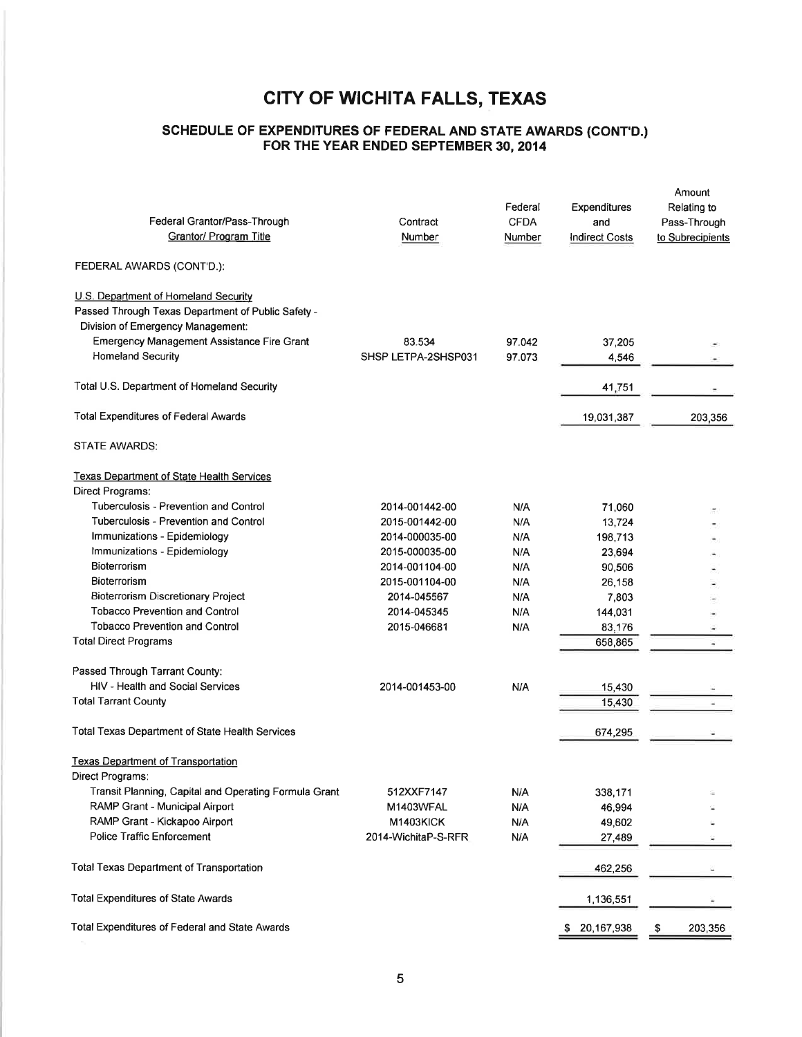# CITY OF WICHITA FALLS, TEXAS

## SCHEDULE OF EXPENDITURES OF FEDERAL AND STATE AWARDS (CONT'D.)
## FOR THE YEAR ENDED SEPTEMBER 30, 2014

| Federal Grantor/Pass-Through Grantor/ Program Title | Contract Number | Federal CFDA Number | Expenditures and Indirect Costs | Amount Relating to Pass-Through to Subrecipients |
|---|---|---|---|---|
| FEDERAL AWARDS (CONT'D.): | | | | |
| U.S. Department of Homeland Security | | | | |
| Passed Through Texas Department of Public Safety - Division of Emergency Management: | | | | |
| Emergency Management Assistance Fire Grant | 83.534 | 97.042 | 37,205 | - |
| Homeland Security | SHSP LETPA-2SHSP031 | 97.073 | 4,546 | - |
| Total U.S. Department of Homeland Security | | | 41,751 | - |
| Total Expenditures of Federal Awards | | | 19,031,387 | 203,356 |
| STATE AWARDS: | | | | |
| Texas Department of State Health Services | | | | |
| Direct Programs: | | | | |
| Tuberculosis - Prevention and Control | 2014-001442-00 | N/A | 71,060 | - |
| Tuberculosis - Prevention and Control | 2015-001442-00 | N/A | 13,724 | - |
| Immunizations - Epidemiology | 2014-000035-00 | N/A | 198,713 | - |
| Immunizations - Epidemiology | 2015-000035-00 | N/A | 23,694 | - |
| Bioterrorism | 2014-001104-00 | N/A | 90,506 | - |
| Bioterrorism | 2015-001104-00 | N/A | 26,158 | - |
| Bioterrorism Discretionary Project | 2014-045567 | N/A | 7,803 | - |
| Tobacco Prevention and Control | 2014-045345 | N/A | 144,031 | - |
| Tobacco Prevention and Control | 2015-046681 | N/A | 83,176 | - |
| Total Direct Programs | | | 658,865 | - |
| Passed Through Tarrant County: | | | | |
| HIV - Health and Social Services | 2014-001453-00 | N/A | 15,430 | - |
| Total Tarrant County | | | 15,430 | - |
| Total Texas Department of State Health Services | | | 674,295 | - |
| Texas Department of Transportation | | | | |
| Direct Programs: | | | | |
| Transit Planning, Capital and Operating Formula Grant | 512XXF7147 | N/A | 338,171 | - |
| RAMP Grant - Municipal Airport | M1403WFAL | N/A | 46,994 | - |
| RAMP Grant - Kickapoo Airport | M1403KICK | N/A | 49,602 | - |
| Police Traffic Enforcement | 2014-WichitaP-S-RFR | N/A | 27,489 | - |
| Total Texas Department of Transportation | | | 462,256 | - |
| Total Expenditures of State Awards | | | 1,136,551 | - |
| Total Expenditures of Federal and State Awards | | | $ 20,167,938 | $ 203,356 |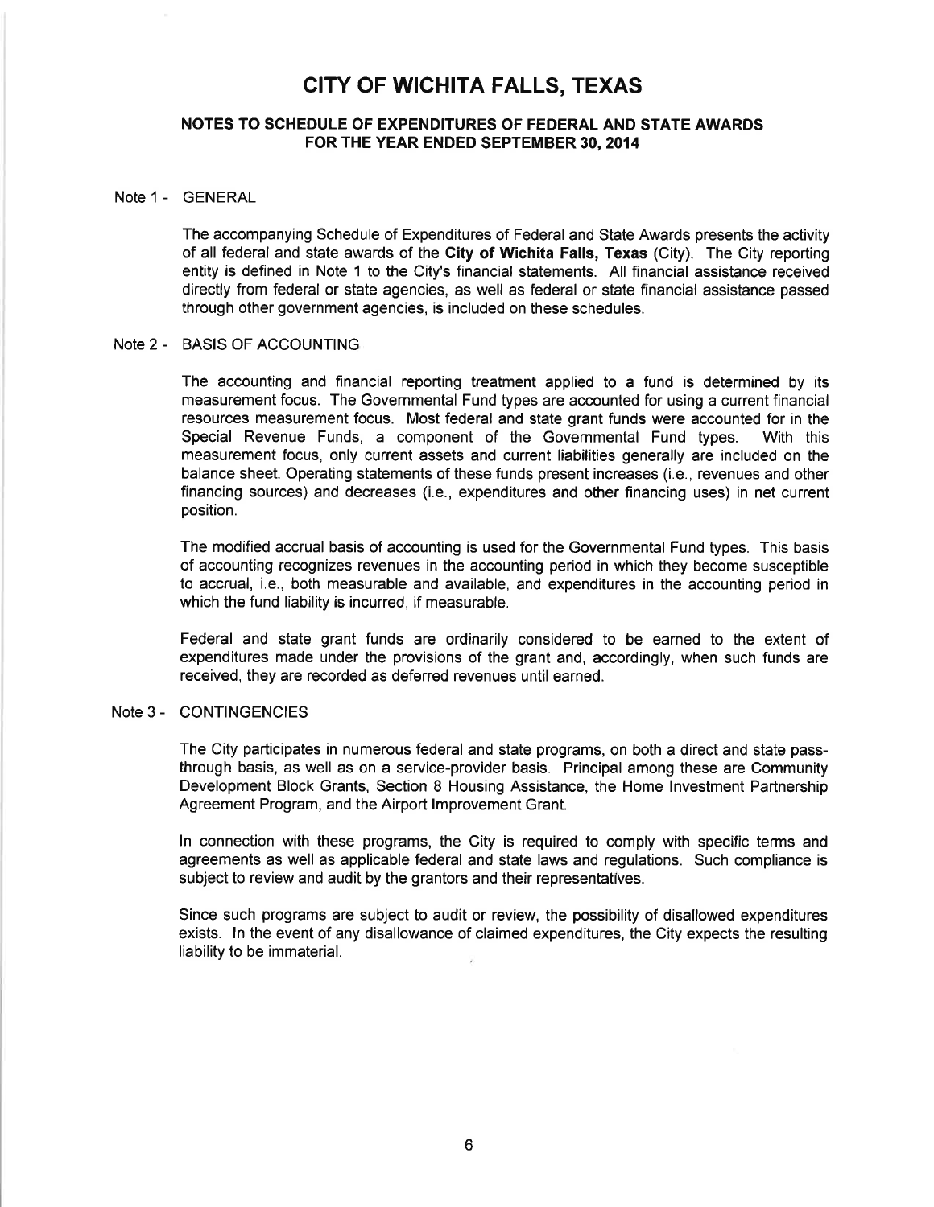# CITY OF WICHITA FALLS, TEXAS

## NOTES TO SCHEDULE OF EXPENDITURES OF FEDERAL AND STATE AWARDS FOR THE YEAR ENDED SEPTEMBER 30, 2014

### Note 1 - GENERAL

The accompanying Schedule of Expenditures of Federal and State Awards presents the activity of all federal and state awards of the **City of Wichita Falls, Texas** (City). The City reporting entity is defined in Note 1 to the City's financial statements. All financial assistance received directly from federal or state agencies, as well as federal or state financial assistance passed through other government agencies, is included on these schedules.

### Note 2 - BASIS OF ACCOUNTING

The accounting and financial reporting treatment applied to a fund is determined by its measurement focus. The Governmental Fund types are accounted for using a current financial resources measurement focus. Most federal and state grant funds were accounted for in the Special Revenue Funds, a component of the Governmental Fund types. With this measurement focus, only current assets and current liabilities generally are included on the balance sheet. Operating statements of these funds present increases (i.e., revenues and other financing sources) and decreases (i.e., expenditures and other financing uses) in net current position.

The modified accrual basis of accounting is used for the Governmental Fund types. This basis of accounting recognizes revenues in the accounting period in which they become susceptible to accrual, i.e., both measurable and available, and expenditures in the accounting period in which the fund liability is incurred, if measurable.

Federal and state grant funds are ordinarily considered to be earned to the extent of expenditures made under the provisions of the grant and, accordingly, when such funds are received, they are recorded as deferred revenues until earned.

### Note 3 - CONTINGENCIES

The City participates in numerous federal and state programs, on both a direct and state pass-through basis, as well as on a service-provider basis. Principal among these are Community Development Block Grants, Section 8 Housing Assistance, the Home Investment Partnership Agreement Program, and the Airport Improvement Grant.

In connection with these programs, the City is required to comply with specific terms and agreements as well as applicable federal and state laws and regulations. Such compliance is subject to review and audit by the grantors and their representatives.

Since such programs are subject to audit or review, the possibility of disallowed expenditures exists. In the event of any disallowance of claimed expenditures, the City expects the resulting liability to be immaterial.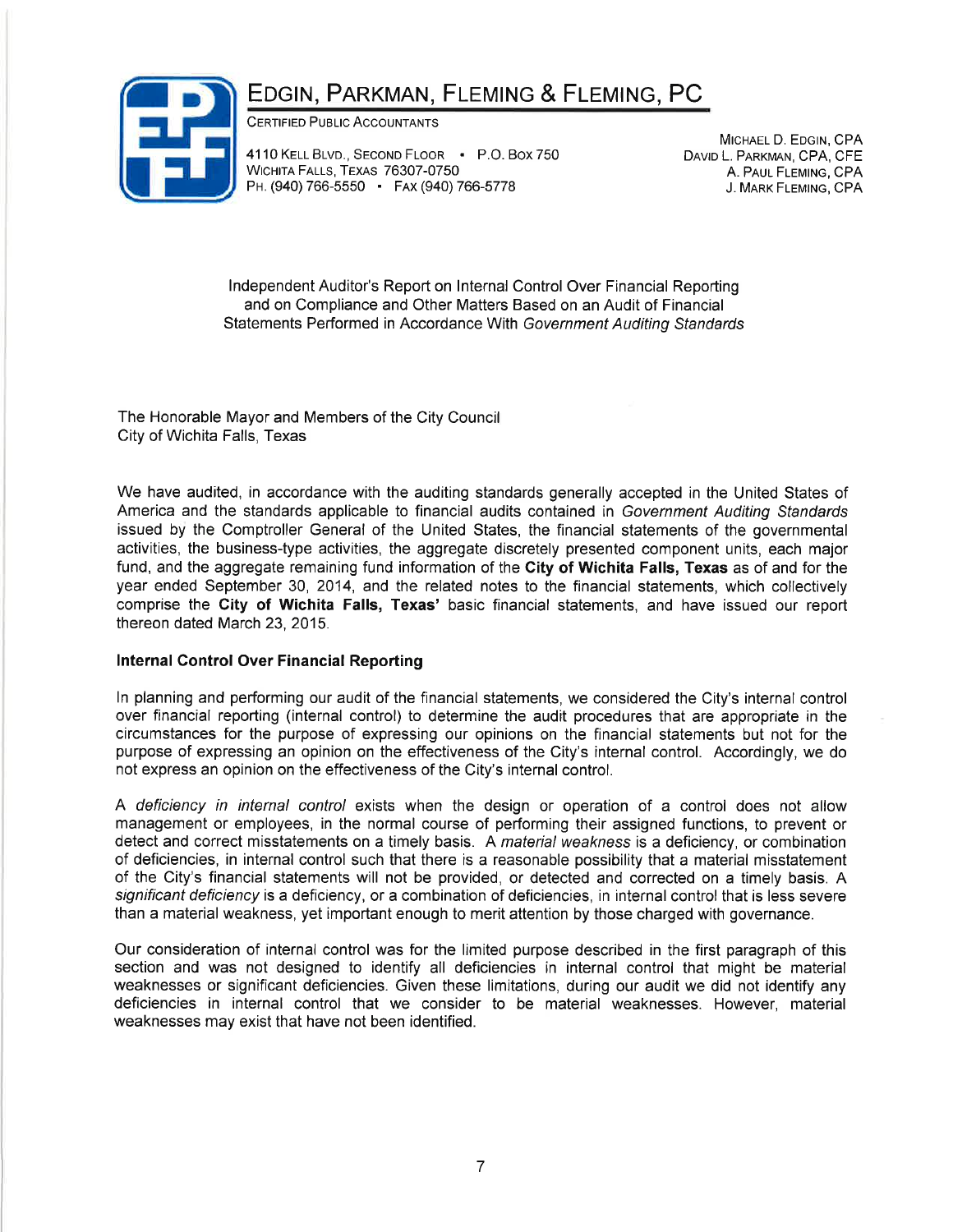# EDGIN, PARKMAN, FLEMING & FLEMING, PC

CERTIFIED PUBLIC ACCOUNTANTS

4110 KELL BLVD., SECOND FLOOR • P.O. BOX 750
WICHITA FALLS, TEXAS 76307-0750
PH. (940) 766-5550 • FAX (940) 766-5778

MICHAEL D. EDGIN, CPA
DAVID L. PARKMAN, CPA, CFE
A. PAUL FLEMING, CPA
J. MARK FLEMING, CPA

Independent Auditor's Report on Internal Control Over Financial Reporting and on Compliance and Other Matters Based on an Audit of Financial Statements Performed in Accordance With *Government Auditing Standards*

The Honorable Mayor and Members of the City Council
City of Wichita Falls, Texas

We have audited, in accordance with the auditing standards generally accepted in the United States of America and the standards applicable to financial audits contained in *Government Auditing Standards* issued by the Comptroller General of the United States, the financial statements of the governmental activities, the business-type activities, the aggregate discretely presented component units, each major fund, and the aggregate remaining fund information of the **City of Wichita Falls, Texas** as of and for the year ended September 30, 2014, and the related notes to the financial statements, which collectively comprise the **City of Wichita Falls, Texas'** basic financial statements, and have issued our report thereon dated March 23, 2015.

**Internal Control Over Financial Reporting**

In planning and performing our audit of the financial statements, we considered the City's internal control over financial reporting (internal control) to determine the audit procedures that are appropriate in the circumstances for the purpose of expressing our opinions on the financial statements but not for the purpose of expressing an opinion on the effectiveness of the City's internal control. Accordingly, we do not express an opinion on the effectiveness of the City's internal control.

A *deficiency in internal control* exists when the design or operation of a control does not allow management or employees, in the normal course of performing their assigned functions, to prevent or detect and correct misstatements on a timely basis. A *material weakness* is a deficiency, or combination of deficiencies, in internal control such that there is a reasonable possibility that a material misstatement of the City's financial statements will not be provided, or detected and corrected on a timely basis. A *significant deficiency* is a deficiency, or a combination of deficiencies, in internal control that is less severe than a material weakness, yet important enough to merit attention by those charged with governance.

Our consideration of internal control was for the limited purpose described in the first paragraph of this section and was not designed to identify all deficiencies in internal control that might be material weaknesses or significant deficiencies. Given these limitations, during our audit we did not identify any deficiencies in internal control that we consider to be material weaknesses. However, material weaknesses may exist that have not been identified.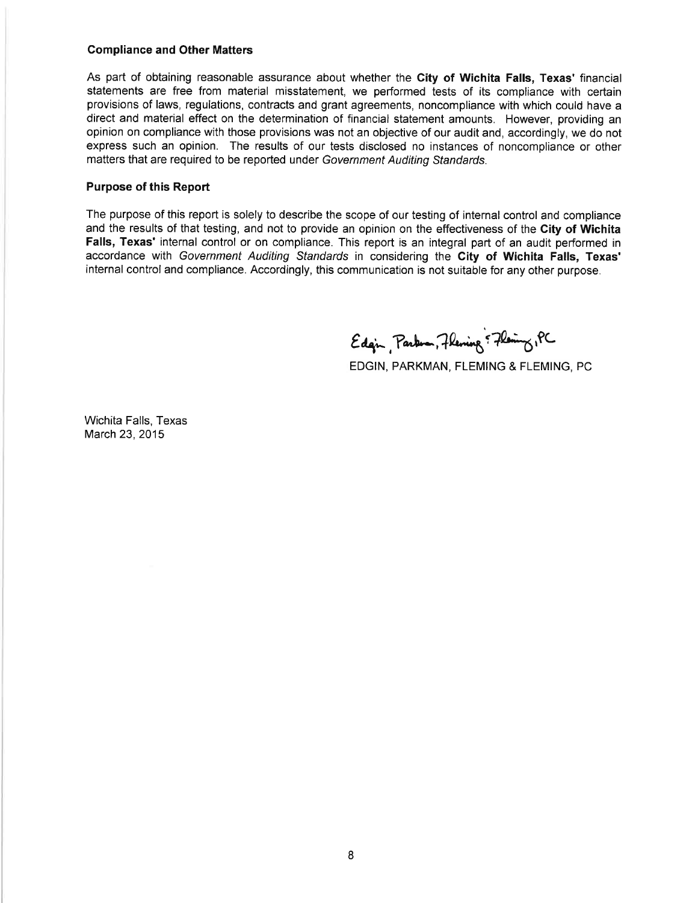### Compliance and Other Matters

As part of obtaining reasonable assurance about whether the **City of Wichita Falls, Texas'** financial statements are free from material misstatement, we performed tests of its compliance with certain provisions of laws, regulations, contracts and grant agreements, noncompliance with which could have a direct and material effect on the determination of financial statement amounts. However, providing an opinion on compliance with those provisions was not an objective of our audit and, accordingly, we do not express such an opinion. The results of our tests disclosed no instances of noncompliance or other matters that are required to be reported under *Government Auditing Standards*.

### Purpose of this Report

The purpose of this report is solely to describe the scope of our testing of internal control and compliance and the results of that testing, and not to provide an opinion on the effectiveness of the **City of Wichita Falls, Texas'** internal control or on compliance. This report is an integral part of an audit performed in accordance with *Government Auditing Standards* in considering the **City of Wichita Falls, Texas'** internal control and compliance. Accordingly, this communication is not suitable for any other purpose.

Edgin, Parkman, Fleming & Fleming, PC

EDGIN, PARKMAN, FLEMING & FLEMING, PC

Wichita Falls, Texas
March 23, 2015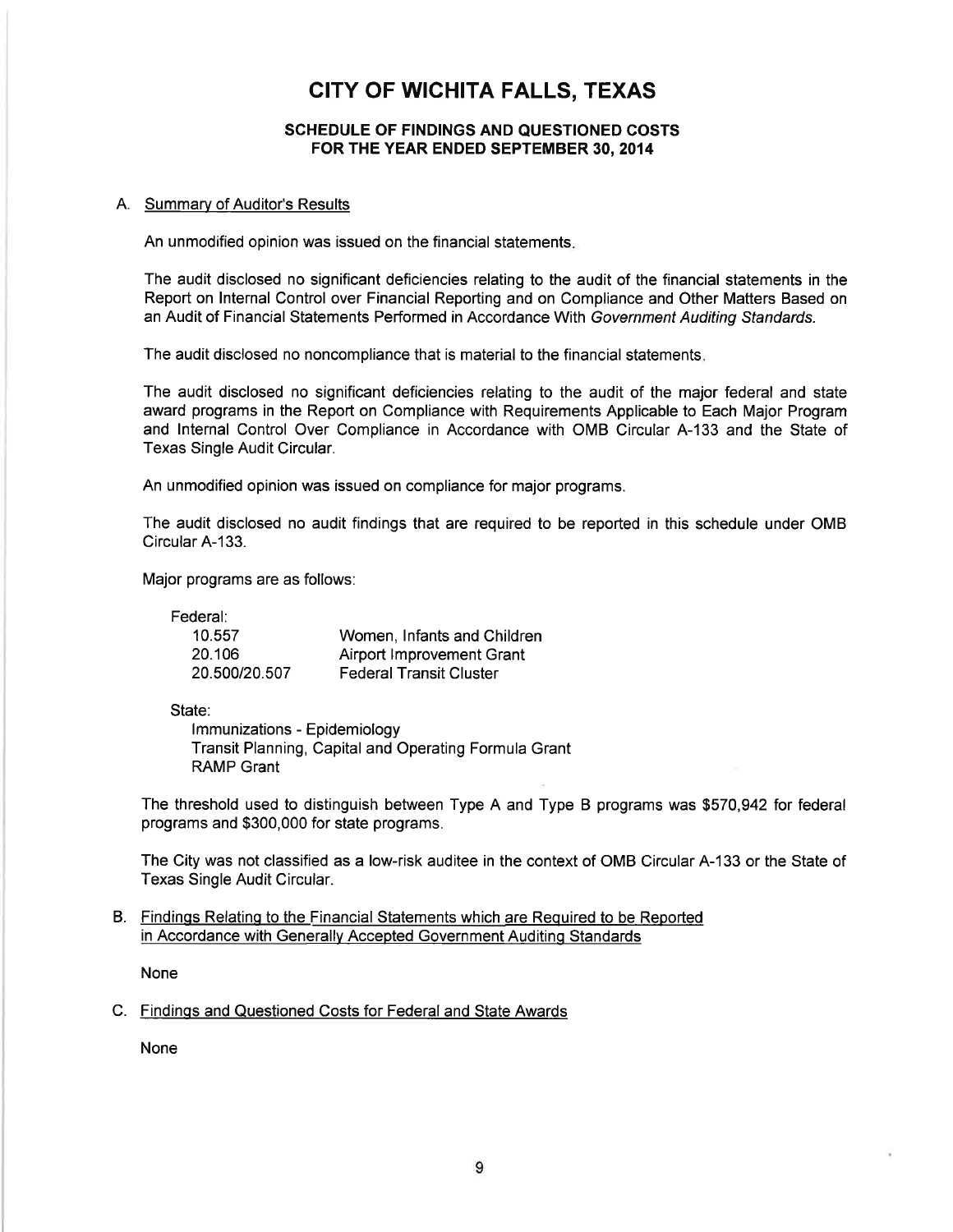# CITY OF WICHITA FALLS, TEXAS

## SCHEDULE OF FINDINGS AND QUESTIONED COSTS
## FOR THE YEAR ENDED SEPTEMBER 30, 2014

A. Summary of Auditor's Results

An unmodified opinion was issued on the financial statements.

The audit disclosed no significant deficiencies relating to the audit of the financial statements in the Report on Internal Control over Financial Reporting and on Compliance and Other Matters Based on an Audit of Financial Statements Performed in Accordance With *Government Auditing Standards.*

The audit disclosed no noncompliance that is material to the financial statements.

The audit disclosed no significant deficiencies relating to the audit of the major federal and state award programs in the Report on Compliance with Requirements Applicable to Each Major Program and Internal Control Over Compliance in Accordance with OMB Circular A-133 and the State of Texas Single Audit Circular.

An unmodified opinion was issued on compliance for major programs.

The audit disclosed no audit findings that are required to be reported in this schedule under OMB Circular A-133.

Major programs are as follows:

Federal:

| | |
|---|---|
| 10.557 | Women, Infants and Children |
| 20.106 | Airport Improvement Grant |
| 20.500/20.507 | Federal Transit Cluster |

State:

Immunizations - Epidemiology
Transit Planning, Capital and Operating Formula Grant
RAMP Grant

The threshold used to distinguish between Type A and Type B programs was $570,942 for federal programs and $300,000 for state programs.

The City was not classified as a low-risk auditee in the context of OMB Circular A-133 or the State of Texas Single Audit Circular.

B. Findings Relating to the Financial Statements which are Required to be Reported in Accordance with Generally Accepted Government Auditing Standards

None

C. Findings and Questioned Costs for Federal and State Awards

None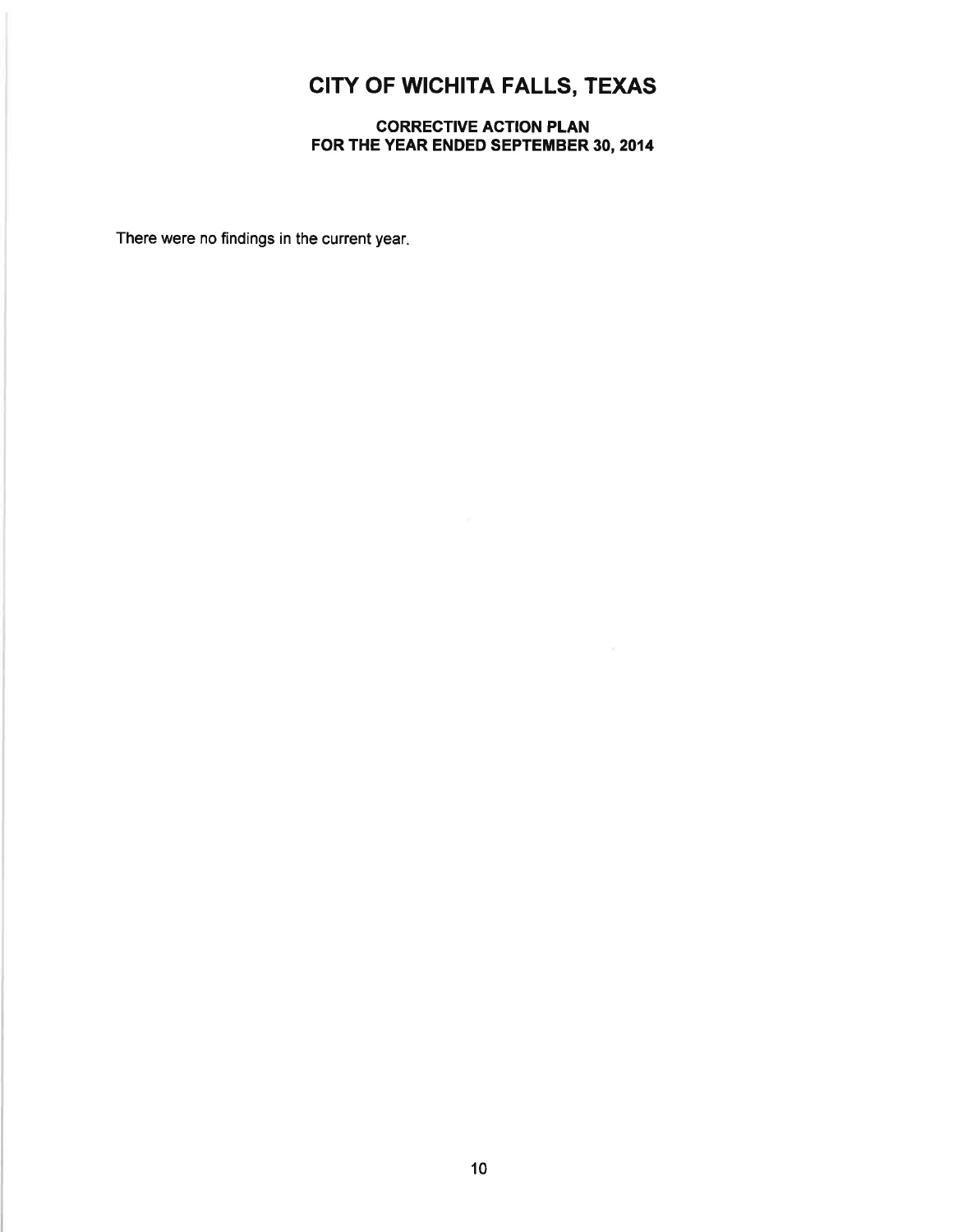# CITY OF WICHITA FALLS, TEXAS

## CORRECTIVE ACTION PLAN
## FOR THE YEAR ENDED SEPTEMBER 30, 2014

There were no findings in the current year.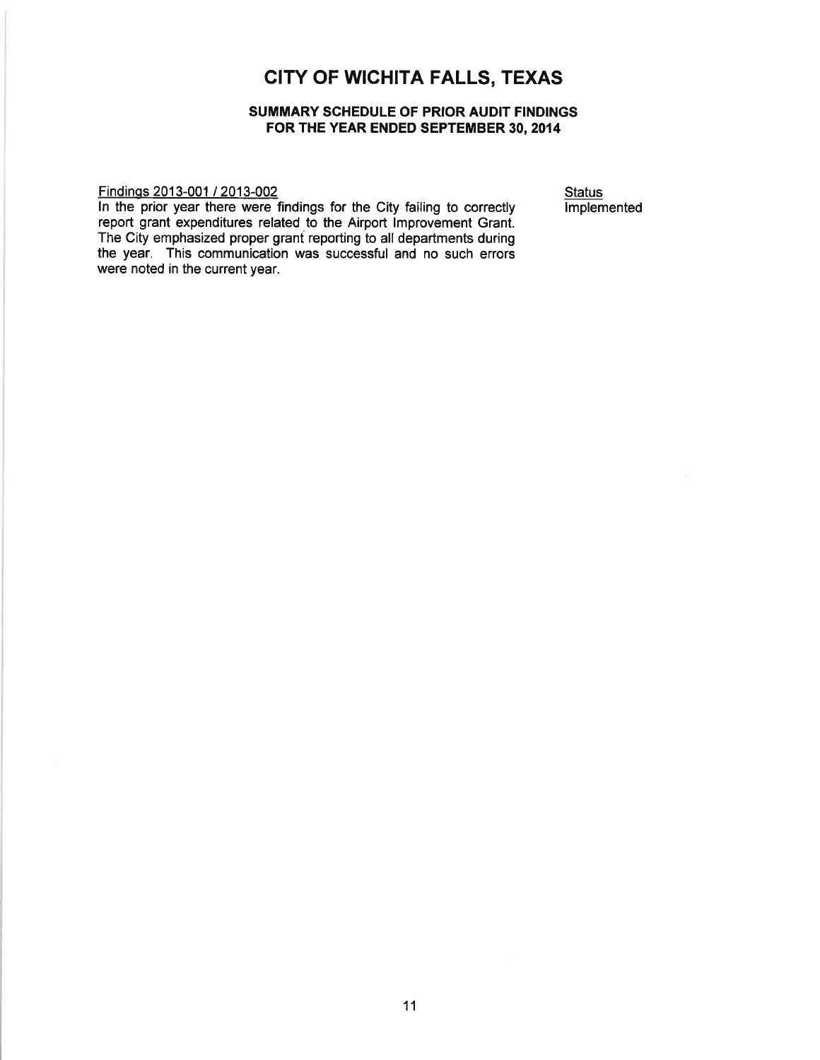# CITY OF WICHITA FALLS, TEXAS

## SUMMARY SCHEDULE OF PRIOR AUDIT FINDINGS
## FOR THE YEAR ENDED SEPTEMBER 30, 2014

| Findings 2013-001 / 2013-002 | Status |
|---|---|
| In the prior year there were findings for the City failing to correctly report grant expenditures related to the Airport Improvement Grant. The City emphasized proper grant reporting to all departments during the year. This communication was successful and no such errors were noted in the current year. | Implemented |